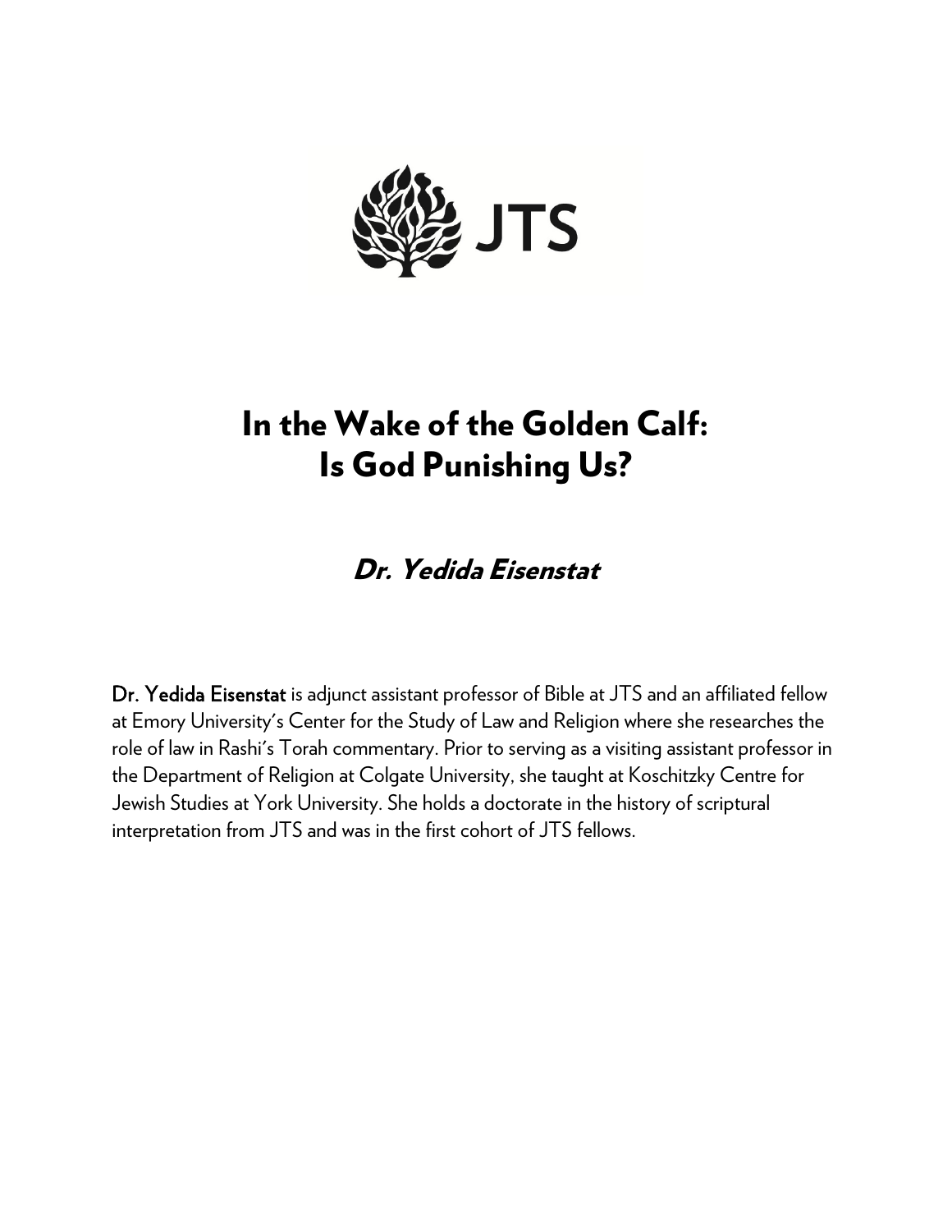JTS

# In the Wake of the Golden Calf: Is God Punishing Us?

## *Dr. Yedida Eisenstat*

**Dr. Yedida Eisenstat** is adjunct assistant professor of Bible at JTS and an affiliated fellow at Emory University's Center for the Study of Law and Religion where she researches the role of law in Rashi's Torah commentary. Prior to serving as a visiting assistant professor in the Department of Religion at Colgate University, she taught at Koschitzky Centre for Jewish Studies at York University. She holds a doctorate in the history of scriptural interpretation from JTS and was in the first cohort of JTS fellows.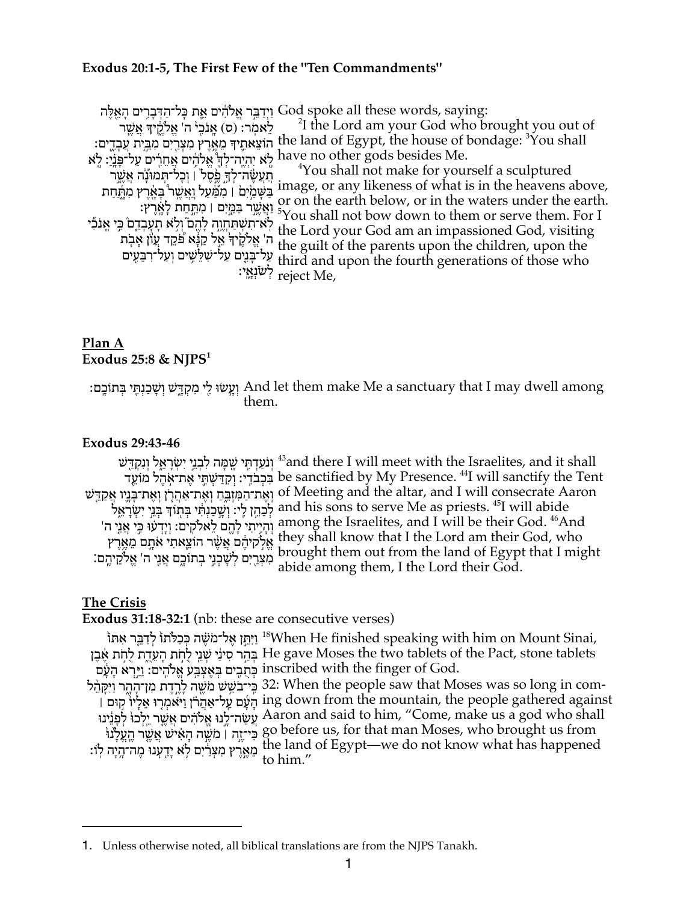**Exodus 20:1-5, The First Few of the "Ten Commandments"**

וַיְדַבֵּר אֱלֹהִים אֵת כָּל־הַדְּבָרִים הָאֵלֶּה לֵאמֹר׃ (ס) אָנֹכִי ה' אֱלֹקֶיךָ אֲשֶׁר הוֹצֵאתִיךָ מֵאֶרֶץ מִצְרַיִם מִבֵּית עֲבָדִים׃ לֹא יִהְיֶה־לְךָ אֱלֹהִים אֲחֵרִים עַל־פָּנָיַ׃ לֹא תַעֲשֶׂה־לְךָ פֶסֶל ׀ וְכָל־תְּמוּנָה אֲשֶׁר בַּשָּׁמַיִם ׀ מִמַּעַל וַאֲשֶׁר בָּאָרֶץ מִתָּחַת וַאֲשֶׁר בַּמַּיִם ׀ מִתַּחַת לָאָרֶץ׃ לֹא־תִשְׁתַּחֲוֶה לָהֶם וְלֹא תָעָבְדֵם כִּי אָנֹכִי ה' אֱלֹקֶיךָ אֵל קַנָּא פֹּקֵד עֲוֺן אָבֹת עַל־בָּנִים עַל־שִׁלֵּשִׁים וְעַל־רִבֵּעִים לְשֹׂנְאָי׃

God spoke all these words, saying:
[2]I the Lord am your God who brought you out of the land of Egypt, the house of bondage: [3]You shall have no other gods besides Me.
[4]You shall not make for yourself a sculptured image, or any likeness of what is in the heavens above, or on the earth below, or in the waters under the earth. [5]You shall not bow down to them or serve them. For I the Lord your God am an impassioned God, visiting the guilt of the parents upon the children, upon the third and upon the fourth generations of those who reject Me,

## Plan A

**Exodus 25:8 & NJPS[1]**

וְעָשׂוּ לִי מִקְדָּשׁ וְשָׁכַנְתִּי בְּתוֹכָם׃

And let them make Me a sanctuary that I may dwell among them.

**Exodus 29:43-46**

וְנֹעַדְתִּי שָׁמָּה לִבְנֵי יִשְׂרָאֵל וְנִקְדַּשׁ בִּכְבֹדִי׃ וְקִדַּשְׁתִּי אֶת־אֹהֶל מוֹעֵד וְאֶת־הַמִּזְבֵּחַ וְאֶת־אַהֲרֹן וְאֶת־בָּנָיו אֲקַדֵּשׁ לְכַהֵן לִי׃ וְשָׁכַנְתִּי בְּתוֹךְ בְּנֵי יִשְׂרָאֵל וְהָיִיתִי לָהֶם לֵאלֹקִים׃ וְיָדְעוּ כִּי אֲנִי ה' אֱלֹקֵיהֶם אֲשֶׁר הוֹצֵאתִי אֹתָם מֵאֶרֶץ מִצְרַיִם לְשָׁכְנִי בְתוֹכָם אֲנִי ה' אֱלֹקֵיהֶם׃

[43]and there I will meet with the Israelites, and it shall be sanctified by My Presence. [44]I will sanctify the Tent of Meeting and the altar, and I will consecrate Aaron and his sons to serve Me as priests. [45]I will abide among the Israelites, and I will be their God. [46]And they shall know that I the Lord am their God, who brought them out from the land of Egypt that I might abide among them, I the Lord their God.

## The Crisis

**Exodus 31:18-32:1** (nb: these are consecutive verses)

וַיִּתֵּן אֶל־מֹשֶׁה כְּכַלֹּתוֹ לְדַבֵּר אִתּוֹ בְּהַר סִינַי שְׁנֵי לֻחֹת הָעֵדֻת לֻחֹת אֶבֶן כְּתֻבִים בְּאֶצְבַּע אֱלֹהִים׃ וַיַּרְא הָעָם כִּי־בֹשֵׁשׁ מֹשֶׁה לָרֶדֶת מִן־הָהָר וַיִּקָּהֵל הָעָם עַל־אַהֲרֹן וַיֹּאמְרוּ אֵלָיו קוּם ׀ עֲשֵׂה־לָנוּ אֱלֹהִים אֲשֶׁר יֵלְכוּ לְפָנֵינוּ כִּי־זֶה ׀ מֹשֶׁה הָאִישׁ אֲשֶׁר הֶעֱלָנוּ מֵאֶרֶץ מִצְרַיִם לֹא יָדַעְנוּ מֶה־הָיָה לוֹ׃

[18]When He finished speaking with him on Mount Sinai, He gave Moses the two tablets of the Pact, stone tablets inscribed with the finger of God.
32: When the people saw that Moses was so long in coming down from the mountain, the people gathered against Aaron and said to him, "Come, make us a god who shall go before us, for that man Moses, who brought us from the land of Egypt—we do not know what has happened to him."

---

1. Unless otherwise noted, all biblical translations are from the NJPS Tanakh.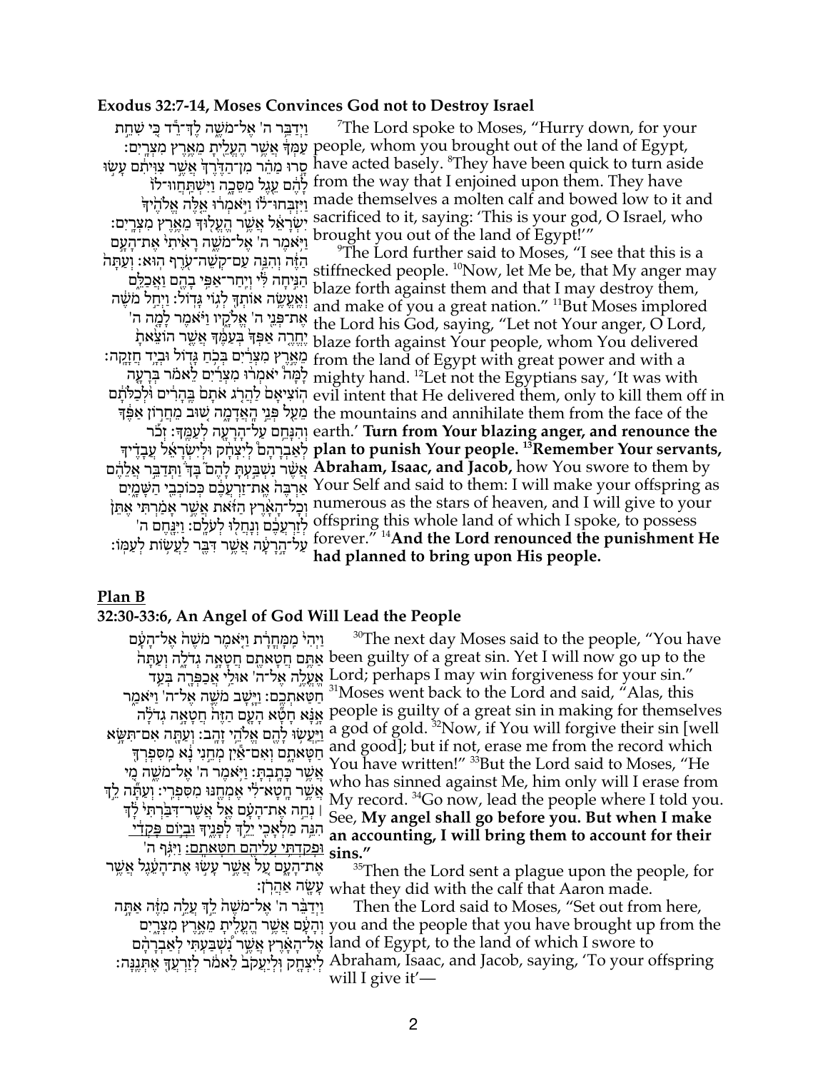**Exodus 32:7-14, Moses Convinces God not to Destroy Israel**

וַיְדַבֵּר ה' אֶל־מֹשֶׁה לֶךְ־רֵד כִּי שִׁחֵת עַמְּךָ אֲשֶׁר הֶעֱלֵיתָ מֵאֶרֶץ מִצְרָיִם׃ סָרוּ מַהֵר מִן־הַדֶּרֶךְ אֲשֶׁר צִוִּיתִם עָשׂוּ לָהֶם עֵגֶל מַסֵּכָה וַיִּשְׁתַּחֲווּ־לוֹ וַיִּזְבְּחוּ־לוֹ וַיֹּאמְרוּ אֵלֶּה אֱלֹהֶיךָ יִשְׂרָאֵל אֲשֶׁר הֶעֱלוּךָ מֵאֶרֶץ מִצְרָיִם׃ וַיֹּאמֶר ה' אֶל־מֹשֶׁה רָאִיתִי אֶת־הָעָם הַזֶּה וְהִנֵּה עַם־קְשֵׁה־עֹרֶף הוּא׃ וְעַתָּה הַנִּיחָה לִּי וְיִחַר־אַפִּי בָהֶם וַאֲכַלֵּם וְאֶעֱשֶׂה אוֹתְךָ לְגוֹי גָּדוֹל׃ וַיְחַל מֹשֶׁה אֶת־פְּנֵי ה' אֱלֹקָיו וַיֹּאמֶר לָמָה ה' יֶחֱרֶה אַפְּךָ בְּעַמֶּךָ אֲשֶׁר הוֹצֵאתָ מֵאֶרֶץ מִצְרַיִם בְּכֹחַ גָּדוֹל וּבְיָד חֲזָקָה׃ לָמָּה יֹאמְרוּ מִצְרַיִם לֵאמֹר בְּרָעָה הוֹצִיאָם לַהֲרֹג אֹתָם בֶּהָרִים וּלְכַלֹּתָם מֵעַל פְּנֵי הָאֲדָמָה שׁוּב מֵחֲרוֹן אַפֶּךָ וְהִנָּחֵם עַל־הָרָעָה לְעַמֶּךָ׃ זְכֹר לְאַבְרָהָם לְיִצְחָק וּלְיִשְׂרָאֵל עֲבָדֶיךָ אֲשֶׁר נִשְׁבַּעְתָּ לָהֶם בָּךְ וַתְּדַבֵּר אֲלֵהֶם אַרְבֶּה אֶת־זַרְעֲכֶם כְּכוֹכְבֵי הַשָּׁמָיִם וְכָל־הָאָרֶץ הַזֹּאת אֲשֶׁר אָמַרְתִּי אֶתֵּן לְזַרְעֲכֶם וְנָחֲלוּ לְעֹלָם׃ וַיִּנָּחֶם ה' עַל־הָרָעָה אֲשֶׁר דִּבֶּר לַעֲשׂוֹת לְעַמּוֹ׃

[7]The Lord spoke to Moses, "Hurry down, for your people, whom you brought out of the land of Egypt, have acted basely. [8]They have been quick to turn aside from the way that I enjoined upon them. They have made themselves a molten calf and bowed low to it and sacrificed to it, saying: 'This is your god, O Israel, who brought you out of the land of Egypt!'"

[9]The Lord further said to Moses, "I see that this is a stiffnecked people. [10]Now, let Me be, that My anger may blaze forth against them and that I may destroy them, and make of you a great nation." [11]But Moses implored the Lord his God, saying, "Let not Your anger, O Lord, blaze forth against Your people, whom You delivered from the land of Egypt with great power and with a mighty hand. [12]Let not the Egyptians say, 'It was with evil intent that He delivered them, only to kill them off in the mountains and annihilate them from the face of the earth.' **Turn from Your blazing anger, and renounce the plan to punish Your people. [13]Remember Your servants, Abraham, Isaac, and Jacob,** how You swore to them by Your Self and said to them: I will make your offspring as numerous as the stars of heaven, and I will give to your offspring this whole land of which I spoke, to possess forever." [14]**And the Lord renounced the punishment He had planned to bring upon His people.**

## Plan B

**32:30-33:6, An Angel of God Will Lead the People**

וַיְהִי מִמָּחֳרָת וַיֹּאמֶר מֹשֶׁה אֶל־הָעָם אַתֶּם חֲטָאתֶם חֲטָאָה גְדֹלָה וְעַתָּה אֶעֱלֶה אֶל־ה' אוּלַי אֲכַפְּרָה בְּעַד חַטַּאתְכֶם׃ וַיָּשָׁב מֹשֶׁה אֶל־ה' וַיֹּאמַר אָנָּא חָטָא הָעָם הַזֶּה חֲטָאָה גְדֹלָה וַיַּעֲשׂוּ לָהֶם אֱלֹהֵי זָהָב׃ וְעַתָּה אִם־תִּשָּׂא חַטָּאתָם וְאִם־אַיִן מְחֵנִי נָא מִסִּפְרְךָ אֲשֶׁר כָּתָבְתָּ׃ וַיֹּאמֶר ה' אֶל־מֹשֶׁה מִי אֲשֶׁר חָטָא־לִי אֶמְחֶנּוּ מִסִּפְרִי׃ וְעַתָּה לֵךְ נְחֵה אֶת־הָעָם אֶל אֲשֶׁר־דִּבַּרְתִּי לָךְ הִנֵּה מַלְאָכִי יֵלֵךְ לְפָנֶיךָ <u>וּבְיוֹם פָּקְדִי וּפָקַדְתִּי עֲלֵיהֶם חַטָּאתָם</u>׃ וַיִּגֹּף ה' אֶת־הָעָם עַל אֲשֶׁר עָשׂוּ אֶת־הָעֵגֶל אֲשֶׁר עָשָׂה אַהֲרֹן׃

וַיְדַבֵּר ה' אֶל־מֹשֶׁה לֵךְ עֲלֵה מִזֶּה אַתָּה וְהָעָם אֲשֶׁר הֶעֱלִיתָ מֵאֶרֶץ מִצְרָיִם אֶל־הָאָרֶץ אֲשֶׁר נִשְׁבַּעְתִּי לְאַבְרָהָם לְיִצְחָק וּלְיַעֲקֹב לֵאמֹר לְזַרְעֲךָ אֶתְּנֶנָּה׃

[30]The next day Moses said to the people, "You have been guilty of a great sin. Yet I will now go up to the Lord; perhaps I may win forgiveness for your sin." [31]Moses went back to the Lord and said, "Alas, this people is guilty of a great sin in making for themselves a god of gold. [32]Now, if You will forgive their sin [well and good]; but if not, erase me from the record which You have written!" [33]But the Lord said to Moses, "He who has sinned against Me, him only will I erase from My record. [34]Go now, lead the people where I told you. See, **My angel shall go before you. But when I make an accounting, I will bring them to account for their sins."**

[35]Then the Lord sent a plague upon the people, for what they did with the calf that Aaron made.

Then the Lord said to Moses, "Set out from here, you and the people that you have brought up from the land of Egypt, to the land of which I swore to Abraham, Isaac, and Jacob, saying, 'To your offspring will I give it'—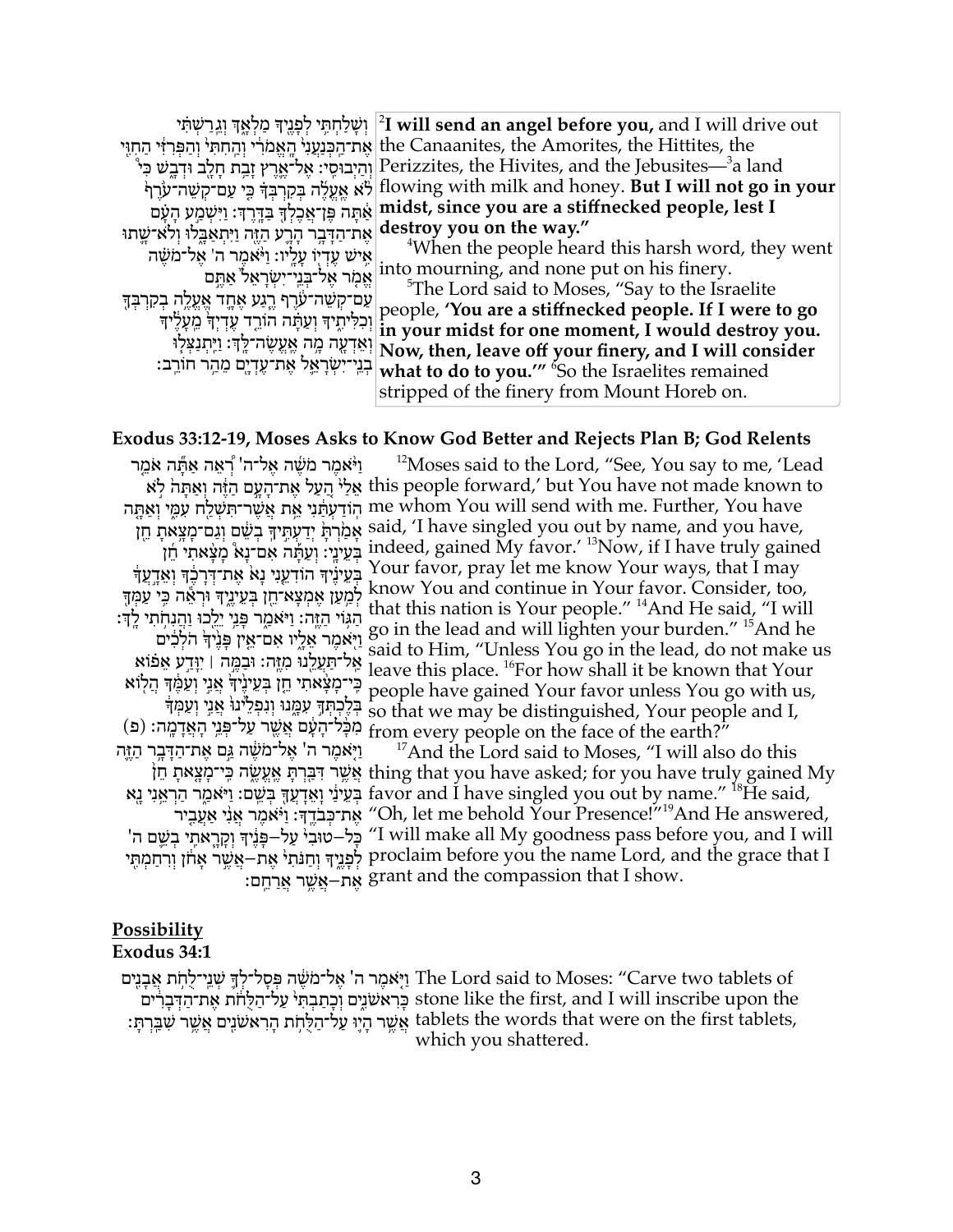| | |
|---|---|
| וְשָׁלַחְתִּי לְפָנֶיךָ מַלְאָךְ וְגֵרַשְׁתִּי אֶת־הַכְּנַעֲנִי הָאֱמֹרִי וְהַחִתִּי וְהַפְּרִזִּי הַחִוִּי וְהַיְבוּסִי׃ אֶל־אֶרֶץ זָבַת חָלָב וּדְבָשׁ כִּי לֹא אֶעֱלֶה בְּקִרְבְּךָ כִּי עַם־קְשֵׁה־עֹרֶף אַתָּה פֶּן־אֲכֶלְךָ בַּדָּרֶךְ׃ וַיִּשְׁמַע הָעָם אֶת־הַדָּבָר הָרָע הַזֶּה וַיִּתְאַבָּלוּ וְלֹא־שָׁתוּ אִישׁ עֶדְיוֹ עָלָיו׃ וַיֹּאמֶר ה' אֶל־מֹשֶׁה אֱמֹר אֶל־בְּנֵי־יִשְׂרָאֵל אַתֶּם עַם־קְשֵׁה־עֹרֶף רֶגַע אֶחָד אֶעֱלֶה בְקִרְבְּךָ וְכִלִּיתִיךָ וְעַתָּה הוֹרֵד עֶדְיְךָ מֵעָלֶיךָ וְאֵדְעָה מָה אֶעֱשֶׂה־לָּךְ׃ וַיִּתְנַצְּלוּ בְנֵי־יִשְׂרָאֵל אֶת־עֶדְיָם מֵהַר חוֹרֵב׃ | [2]**I will send an angel before you,** and I will drive out the Canaanites, the Amorites, the Hittites, the Perizzites, the Hivites, and the Jebusites—[3]a land flowing with milk and honey. **But I will not go in your midst, since you are a stiffnecked people, lest I destroy you on the way."** [4]When the people heard this harsh word, they went into mourning, and none put on his finery. [5]The Lord said to Moses, "Say to the Israelite people, **'You are a stiffnecked people. If I were to go in your midst for one moment, I would destroy you. Now, then, leave off your finery, and I will consider what to do to you.'"** [6]So the Israelites remained stripped of the finery from Mount Horeb on. |

**Exodus 33:12-19, Moses Asks to Know God Better and Rejects Plan B; God Relents**

| | |
|---|---|
| וַיֹּאמֶר מֹשֶׁה אֶל־ה' רְאֵה אַתָּה אֹמֵר אֵלַי הַעַל אֶת־הָעָם הַזֶּה וְאַתָּה לֹא הוֹדַעְתַּנִי אֵת אֲשֶׁר־תִּשְׁלַח עִמִּי וְאַתָּה אָמַרְתָּ יְדַעְתִּיךָ בְשֵׁם וְגַם־מָצָאתָ חֵן בְּעֵינָי׃ וְעַתָּה אִם־נָא מָצָאתִי חֵן בְּעֵינֶיךָ הוֹדִעֵנִי נָא אֶת־דְּרָכֶךָ וְאֵדָעֲךָ לְמַעַן אֶמְצָא־חֵן בְּעֵינֶיךָ וּרְאֵה כִּי עַמְּךָ הַגּוֹי הַזֶּה׃ וַיֹּאמַר פָּנַי יֵלֵכוּ וַהֲנִחֹתִי לָךְ׃ וַיֹּאמֶר אֵלָיו אִם־אֵין פָּנֶיךָ הֹלְכִים אַל־תַּעֲלֵנוּ מִזֶּה׃ וּבַמֶּה ׀ יִוָּדַע אֵפוֹא כִּי־מָצָאתִי חֵן בְּעֵינֶיךָ אֲנִי וְעַמֶּךָ הֲלוֹא בְּלֶכְתְּךָ עִמָּנוּ וְנִפְלֵינוּ אֲנִי וְעַמְּךָ מִכָּל־הָעָם אֲשֶׁר עַל־פְּנֵי הָאֲדָמָה׃ (פ) וַיֹּאמֶר ה' אֶל־מֹשֶׁה גַּם אֶת־הַדָּבָר הַזֶּה אֲשֶׁר דִּבַּרְתָּ אֶעֱשֶׂה כִּי־מָצָאתָ חֵן בְּעֵינַי וָאֵדָעֲךָ בְּשֵׁם׃ וַיֹּאמַר הַרְאֵנִי נָא אֶת־כְּבֹדֶךָ׃ וַיֹּאמֶר אֲנִי אַעֲבִיר כָּל־טוּבִי עַל־פָּנֶיךָ וְקָרָאתִי בְשֵׁם ה' לְפָנֶיךָ וְחַנֹּתִי אֶת־אֲשֶׁר אָחֹן וְרִחַמְתִּי אֶת־אֲשֶׁר אֲרַחֵם׃ | [12]Moses said to the Lord, "See, You say to me, 'Lead this people forward,' but You have not made known to me whom You will send with me. Further, You have said, 'I have singled you out by name, and you have, indeed, gained My favor.' [13]Now, if I have truly gained Your favor, pray let me know Your ways, that I may know You and continue in Your favor. Consider, too, that this nation is Your people." [14]And He said, "I will go in the lead and will lighten your burden." [15]And he said to Him, "Unless You go in the lead, do not make us leave this place. [16]For how shall it be known that Your people have gained Your favor unless You go with us, so that we may be distinguished, Your people and I, from every people on the face of the earth?" [17]And the Lord said to Moses, "I will also do this thing that you have asked; for you have truly gained My favor and I have singled you out by name." [18]He said, "Oh, let me behold Your Presence!"[19]And He answered, "I will make all My goodness pass before you, and I will proclaim before you the name Lord, and the grace that I grant and the compassion that I show. |

**Possibility**

**Exodus 34:1**

| | |
|---|---|
| וַיֹּאמֶר ה' אֶל־מֹשֶׁה פְּסָל־לְךָ שְׁנֵי־לֻחֹת אֲבָנִים כָּרִאשֹׁנִים וְכָתַבְתִּי עַל־הַלֻּחֹת אֶת־הַדְּבָרִים אֲשֶׁר הָיוּ עַל־הַלֻּחֹת הָרִאשֹׁנִים אֲשֶׁר שִׁבַּרְתָּ׃ | The Lord said to Moses: "Carve two tablets of stone like the first, and I will inscribe upon the tablets the words that were on the first tablets, which you shattered. |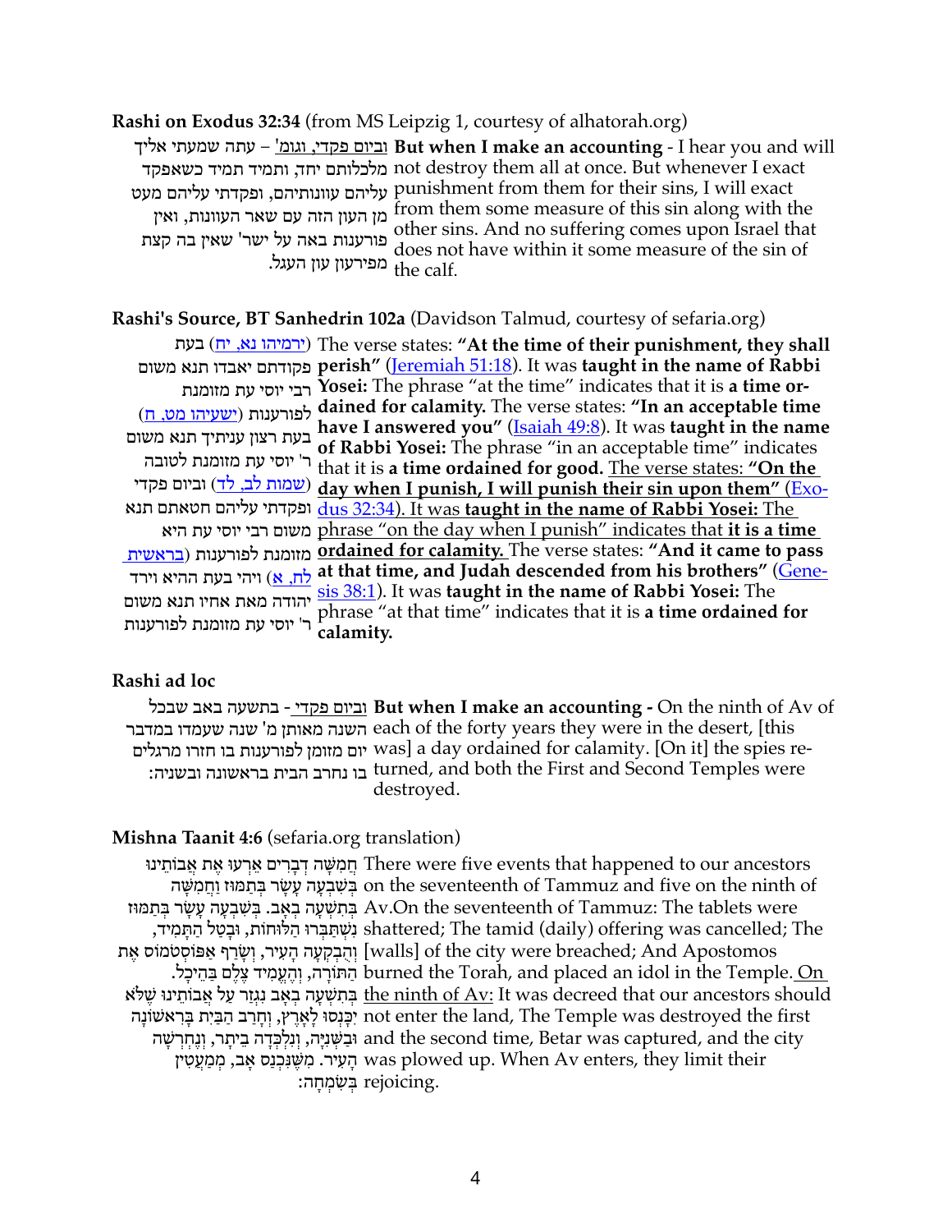**Rashi on Exodus 32:34** (from MS Leipzig 1, courtesy of alhatorah.org)

| | |
|---|---|
| וביום פקדי, וגומ' – עתה שמעתי אליך מלכלותם יחד, ותמיד תמיד כשאפקד עליהם עוונותיהם, ופקדתי עליהם מעט מן העון הזה עם שאר העוונות, ואין פורענות באה על ישר' שאין בה קצת מפירעון עון העגל. | **But when I make an accounting** - I hear you and will not destroy them all at once. But whenever I exact punishment from them for their sins, I will exact from them some measure of this sin along with the other sins. And no suffering comes upon Israel that does not have within it some measure of the sin of the calf. |

**Rashi's Source, BT Sanhedrin 102a** (Davidson Talmud, courtesy of sefaria.org)

| | |
|---|---|
| (ירמיהו נא, יח) בעת פקודתם יאבדו תנא משום רבי יוסי עת מזומנת לפורענות (ישעיהו מט, ח) בעת רצון עניתיך תנא משום ר' יוסי עת מזומנת לטובה (שמות לב, לד) וביום פקדי ופקדתי עליהם חטאתם תנא משום רבי יוסי עת היא מזומנת לפורענות (בראשית לח, א) ויהי בעת ההיא וירד יהודה מאת אחיו תנא משום ר' יוסי עת מזומנת לפורענות | The verse states: **"At the time of their punishment, they shall perish"** (Jeremiah 51:18). It was **taught in the name of Rabbi Yosei:** The phrase "at the time" indicates that it is **a time ordained for calamity.** The verse states: **"In an acceptable time have I answered you"** (Isaiah 49:8). It was **taught in the name of Rabbi Yosei:** The phrase "in an acceptable time" indicates that it is **a time ordained for good.** The verse states: **"On the day when I punish, I will punish their sin upon them"** (Exodus 32:34). It was **taught in the name of Rabbi Yosei:** The phrase "on the day when I punish" indicates that **it is a time ordained for calamity.** The verse states: **"And it came to pass at that time, and Judah descended from his brothers"** (Genesis 38:1). It was **taught in the name of Rabbi Yosei:** The phrase "at that time" indicates that it is **a time ordained for calamity.** |

**Rashi ad loc**

| | |
|---|---|
| וביום פקדי - בתשעה באב שבכל השנה מאותן מ' שנה שעמדו במדבר יום מזומן לפורענות בו חזרו מרגלים בו נחרב הבית בראשונה ובשניה: | **But when I make an accounting -** On the ninth of Av of each of the forty years they were in the desert, [this was] a day ordained for calamity. [On it] the spies returned, and both the First and Second Temples were destroyed. |

**Mishna Taanit 4:6** (sefaria.org translation)

| | |
|---|---|
| חֲמִשָּׁה דְבָרִים אֵרְעוּ אֶת אֲבוֹתֵינוּ בְּשִׁבְעָה עָשָׂר בְּתַמּוּז וַחֲמִשָּׁה בְּתִשְׁעָה בְּאָב. בְּשִׁבְעָה עָשָׂר בְּתַמּוּז נִשְׁתַּבְּרוּ הַלּוּחוֹת, וּבָטַל הַתָּמִיד, וְהֻבְקְעָה הָעִיר, וְשָׂרַף אַפּוֹסְטֹמוֹס אֶת הַתּוֹרָה, וְהֶעֱמִיד צֶלֶם בַּהֵיכָל. בְּתִשְׁעָה בְאָב נִגְזַר עַל אֲבוֹתֵינוּ שֶׁלֹּא יִכָּנְסוּ לָאָרֶץ, וְחָרַב הַבַּיִת בָּרִאשׁוֹנָה וּבַשְּׁנִיָּה, וְנִלְכְּדָה בֵיתָר, וְנֶחְרְשָׁה הָעִיר. מִשֶּׁנִּכְנַס אָב, מְמַעֲטִין בְּשִׂמְחָה: | There were five events that happened to our ancestors on the seventeenth of Tammuz and five on the ninth of Av. On the seventeenth of Tammuz: The tablets were shattered; The tamid (daily) offering was cancelled; The [walls] of the city were breached; And Apostomos burned the Torah, and placed an idol in the Temple. On the ninth of Av: It was decreed that our ancestors should not enter the land, The Temple was destroyed the first and the second time, Betar was captured, and the city was plowed up. When Av enters, they limit their rejoicing. |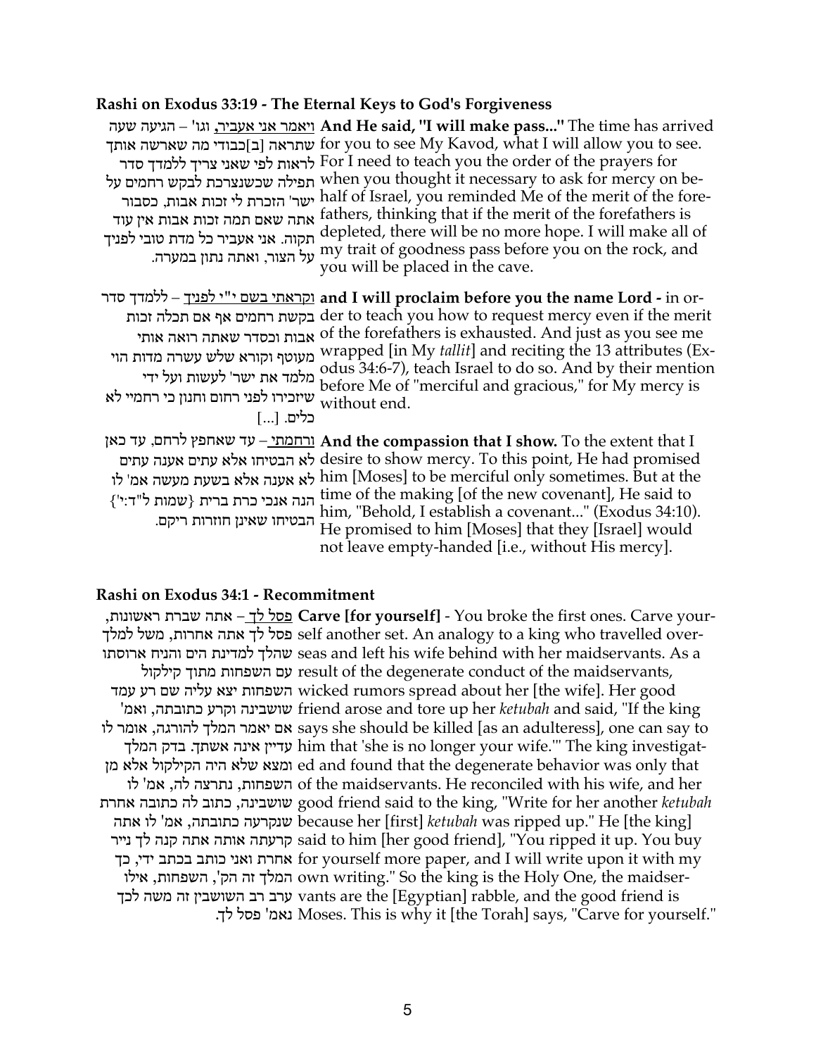**Rashi on Exodus 33:19 - The Eternal Keys to God's Forgiveness**

ויאמר אני אעביר, וגו' – הגיעה שעה שתראה [ב]כבודי מה שארשה אותך לראות לפי שאני צריך ללמדך סדר תפילה שכשנצרכת לבקש רחמים על ישר' הזכרת לי זכות אבות, כסבור אתה שאם תמה זכות אבות אין עוד תקוה. אני אעביר כל מדת טובי לפניך על הצור, ואתה נתון במערה.

**And He said, "I will make pass..."** The time has arrived for you to see My Kavod, what I will allow you to see. For I need to teach you the order of the prayers for when you thought it necessary to ask for mercy on behalf of Israel, you reminded Me of the merit of the forefathers, thinking that if the merit of the forefathers is depleted, there will be no more hope. I will make all of my trait of goodness pass before you on the rock, and you will be placed in the cave.

וקראתי בשם י"י לפניך – ללמדך סדר בקשת רחמים אף אם תכלה זכות אבות וכסדר שאתה רואה אותי מעוטף וקורא שלש עשרה מדות הוי מלמד את ישר' לעשות ועל ידי שיזכירו לפני רחום וחנון כי רחמיי לא כלים. [...]

**and I will proclaim before you the name Lord -** in order to teach you how to request mercy even if the merit of the forefathers is exhausted. And just as you see me wrapped [in My *tallit*] and reciting the 13 attributes (Exodus 34:6-7), teach Israel to do so. And by their mention before Me of "merciful and gracious," for My mercy is without end.

ורחמתי – עד שאחפץ לרחם, עד כאן לא הבטיחו אלא עתים אענה עתים לא אענה אלא בשעת מעשה אמ' לו הנה אנכי כרת ברית {שמות ל"ד:י'} הבטיחו שאינן חוזרות ריקם.

**And the compassion that I show.** To the extent that I desire to show mercy. To this point, He had promised him [Moses] to be merciful only sometimes. But at the time of the making [of the new covenant], He said to him, "Behold, I establish a covenant..." (Exodus 34:10). He promised to him [Moses] that they [Israel] would not leave empty-handed [i.e., without His mercy].

**Rashi on Exodus 34:1 - Recommitment**

פסל לך – אתה שברת ראשונות, פסל לך אתה אחרות, משל למלך שהלך למדינת הים והניח ארוסתו עם השפחות מתוך קילקול השפחות יצא עליה שם רע עמד שושבינה וקרע כתובתה, ואמ' אם יאמר המלך להורגה, אומר לו עדיין אינה אשתך. בדק המלך ומצא שלא היה הקילקול אלא מן השפחות, נתרצה לה, אמ' לו שושבינה, כתוב לה כתובה אחרת שנקרעה כתובתה, אמ' לו אתה קרעתה אותה אתה קנה לך נייר אחרת ואני כותב בכתב ידי, כך המלך זה הק', השפחות, אילו ערב רב השושבין זה משה לכך נאמ' פסל לך.

**Carve [for yourself]** - You broke the first ones. Carve yourself another set. An analogy to a king who travelled overseas and left his wife behind with her maidservants. As a result of the degenerate conduct of the maidservants, wicked rumors spread about her [the wife]. Her good friend arose and tore up her *ketubah* and said, "If the king says she should be killed [as an adulteress], one can say to him that 'she is no longer your wife.'" The king investigated and found that the degenerate behavior was only that of the maidservants. He reconciled with his wife, and her good friend said to the king, "Write for her another *ketubah* because her [first] *ketubah* was ripped up." He [the king] said to him [her good friend], "You ripped it up. You buy for yourself more paper, and I will write upon it with my own writing." So the king is the Holy One, the maidservants are the [Egyptian] rabble, and the good friend is Moses. This is why it [the Torah] says, "Carve for yourself."